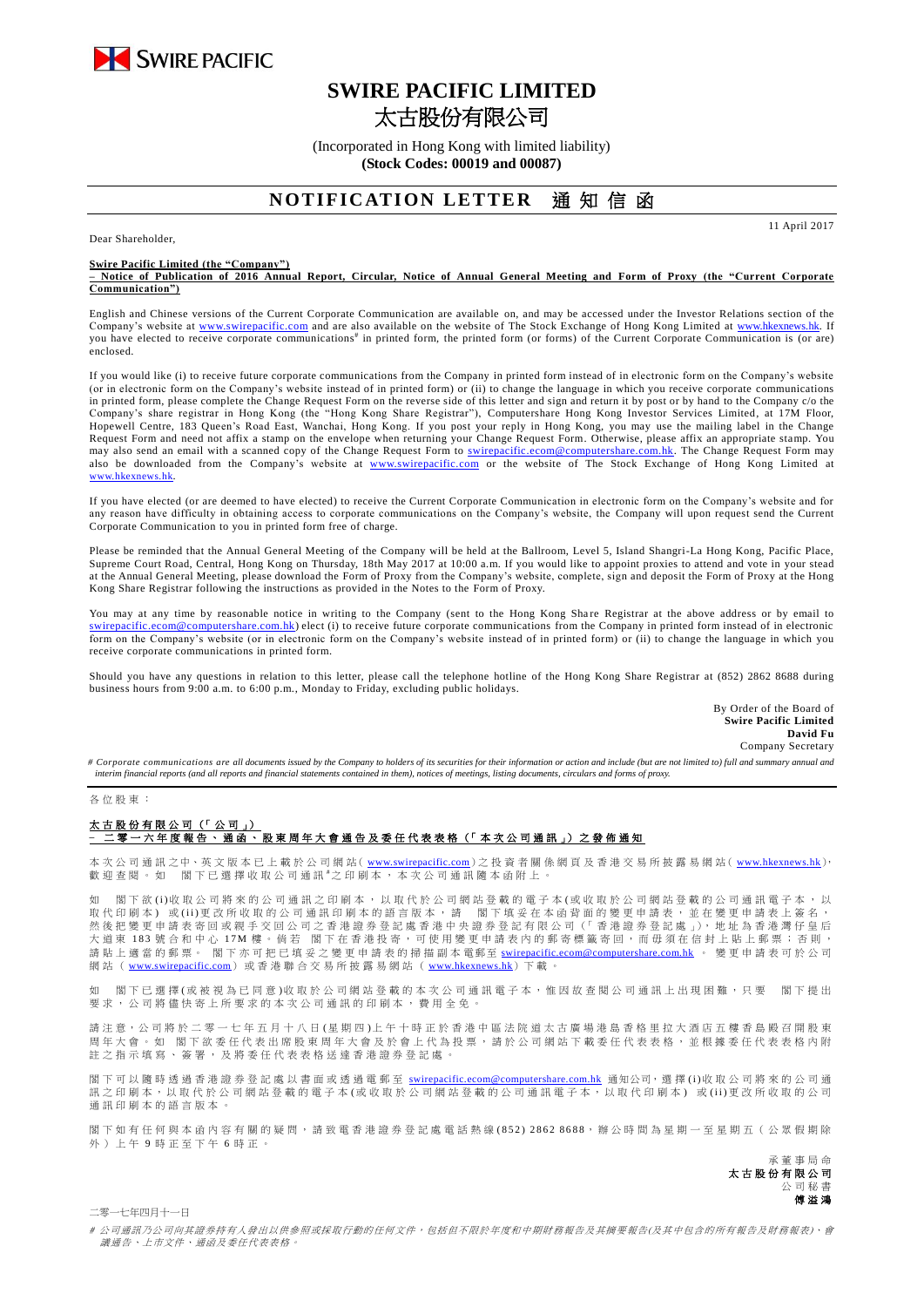SWIRE PACIFIC

# SWIRE PACIFIC LIMITED
# 太古股份有限公司

(Incorporated in Hong Kong with limited liability)
**(Stock Codes: 00019 and 00087)**

## NOTIFICATION LETTER 通知信函

11 April 2017

Dear Shareholder,

**Swire Pacific Limited (the "Company")**
**– Notice of Publication of 2016 Annual Report, Circular, Notice of Annual General Meeting and Form of Proxy (the "Current Corporate Communication")**

English and Chinese versions of the Current Corporate Communication are available on, and may be accessed under the Investor Relations section of the Company's website at www.swirepacific.com and are also available on the website of The Stock Exchange of Hong Kong Limited at www.hkexnews.hk. If you have elected to receive corporate communications# in printed form, the printed form (or forms) of the Current Corporate Communication is (or are) enclosed.

If you would like (i) to receive future corporate communications from the Company in printed form instead of in electronic form on the Company's website (or in electronic form on the Company's website instead of in printed form) or (ii) to change the language in which you receive corporate communications in printed form, please complete the Change Request Form on the reverse side of this letter and sign and return it by post or by hand to the Company c/o the Company's share registrar in Hong Kong (the "Hong Kong Share Registrar"), Computershare Hong Kong Investor Services Limited, at 17M Floor, Hopewell Centre, 183 Queen's Road East, Wanchai, Hong Kong. If you post your reply in Hong Kong, you may use the mailing label in the Change Request Form and need not affix a stamp on the envelope when returning your Change Request Form. Otherwise, please affix an appropriate stamp. You may also send an email with a scanned copy of the Change Request Form to swirepacific.ecom@computershare.com.hk. The Change Request Form may also be downloaded from the Company's website at www.swirepacific.com or the website of The Stock Exchange of Hong Kong Limited at www.hkexnews.hk.

If you have elected (or are deemed to have elected) to receive the Current Corporate Communication in electronic form on the Company's website and for any reason have difficulty in obtaining access to corporate communications on the Company's website, the Company will upon request send the Current Corporate Communication to you in printed form free of charge.

Please be reminded that the Annual General Meeting of the Company will be held at the Ballroom, Level 5, Island Shangri-La Hong Kong, Pacific Place, Supreme Court Road, Central, Hong Kong on Thursday, 18th May 2017 at 10:00 a.m. If you would like to appoint proxies to attend and vote in your stead at the Annual General Meeting, please download the Form of Proxy from the Company's website, complete, sign and deposit the Form of Proxy at the Hong Kong Share Registrar following the instructions as provided in the Notes to the Form of Proxy.

You may at any time by reasonable notice in writing to the Company (sent to the Hong Kong Share Registrar at the above address or by email to swirepacific.ecom@computershare.com.hk) elect (i) to receive future corporate communications from the Company in printed form instead of in electronic form on the Company's website (or in electronic form on the Company's website instead of in printed form) or (ii) to change the language in which you receive corporate communications in printed form.

Should you have any questions in relation to this letter, please call the telephone hotline of the Hong Kong Share Registrar at (852) 2862 8688 during business hours from 9:00 a.m. to 6:00 p.m., Monday to Friday, excluding public holidays.

By Order of the Board of
**Swire Pacific Limited**
**David Fu**
Company Secretary

*# Corporate communications are all documents issued by the Company to holders of its securities for their information or action and include (but are not limited to) full and summary annual and interim financial reports (and all reports and financial statements contained in them), notices of meetings, listing documents, circulars and forms of proxy.*

---

各位股東：

**太古股份有限公司（「公司」）**
**– 二零一六年度報告、通函、股東周年大會通告及委任代表表格（「本次公司通訊」）之發佈通知**

本次公司通訊之中、英文版本已上載於公司網站(www.swirepacific.com)之投資者關係網頁及香港交易所披露易網站(www.hkexnews.hk)，歡迎查閱。如 閣下已選擇收取公司通訊#之印刷本，本次公司通訊隨本函附上。

如 閣下欲(i)收取公司將來的公司通訊之印刷本，以取代於公司網站登載的電子本(或收取於公司網站登載的公司通訊電子本，以取代印刷本) 或(ii)更改所收取的公司通訊印刷本的語言版本，請 閣下填妥在本函背面的變更申請表，並在變更申請表上簽名，然後把變更申請表寄回或親手交回公司之香港證券登記處香港中央證券登記有限公司(「香港證券登記處」)，地址為香港灣仔皇后大道東183號合和中心17M樓。倘若 閣下在香港投寄，可使用變更申請表內的郵寄標籤寄回，而毋須在信封上貼上郵票；否則，請貼上適當的郵票。 閣下亦可把已填妥之變更申請表的掃描副本電郵至swirepacific.ecom@computershare.com.hk。變更申請表可於公司網站(www.swirepacific.com)或香港聯合交易所披露易網站(www.hkexnews.hk)下載。

如 閣下已選擇(或被視為已同意)收取於公司網站登載的本次公司通訊電子本，惟因故查閱公司通訊上出現困難，只要 閣下提出要求，公司將儘快寄上所要求的本次公司通訊的印刷本，費用全免。

請注意，公司將於二零一七年五月十八日(星期四)上午十時正於香港中區法院道太古廣場港島香格里拉大酒店五樓香島殿召開股東周年大會。如 閣下欲委任代表出席股東周年大會及於會上代為投票，請於公司網站下載委任代表表格，並根據委任代表表格內附註之指示填寫、簽署，及將委任代表表格送達香港證券登記處。

閣下可以隨時透過香港證券登記處以書面或透過電郵至swirepacific.ecom@computershare.com.hk通知公司，選擇(i)收取公司將來的公司通訊之印刷本，以取代於公司網站登載的電子本(或收取於公司網站登載的公司通訊電子本，以取代印刷本) 或(ii)更改所收取的公司通訊印刷本的語言版本。

閣下如有任何與本函內容有關的疑問，請致電香港證券登記處電話熱線(852) 2862 8688，辦公時間為星期一至星期五(公眾假期除外)上午9時正至下午6時正。

承董事局命
**太古股份有限公司**
公司秘書
**傅溢鴻**

二零一七年四月十一日

*# 公司通訊乃公司向其證券持有人發出以供參照或採取行動的任何文件，包括但不限於年度和中期財務報告及其摘要報告(及其中包含的所有報告及財務報表)、會議通告、上市文件、通函及委任代表表格。*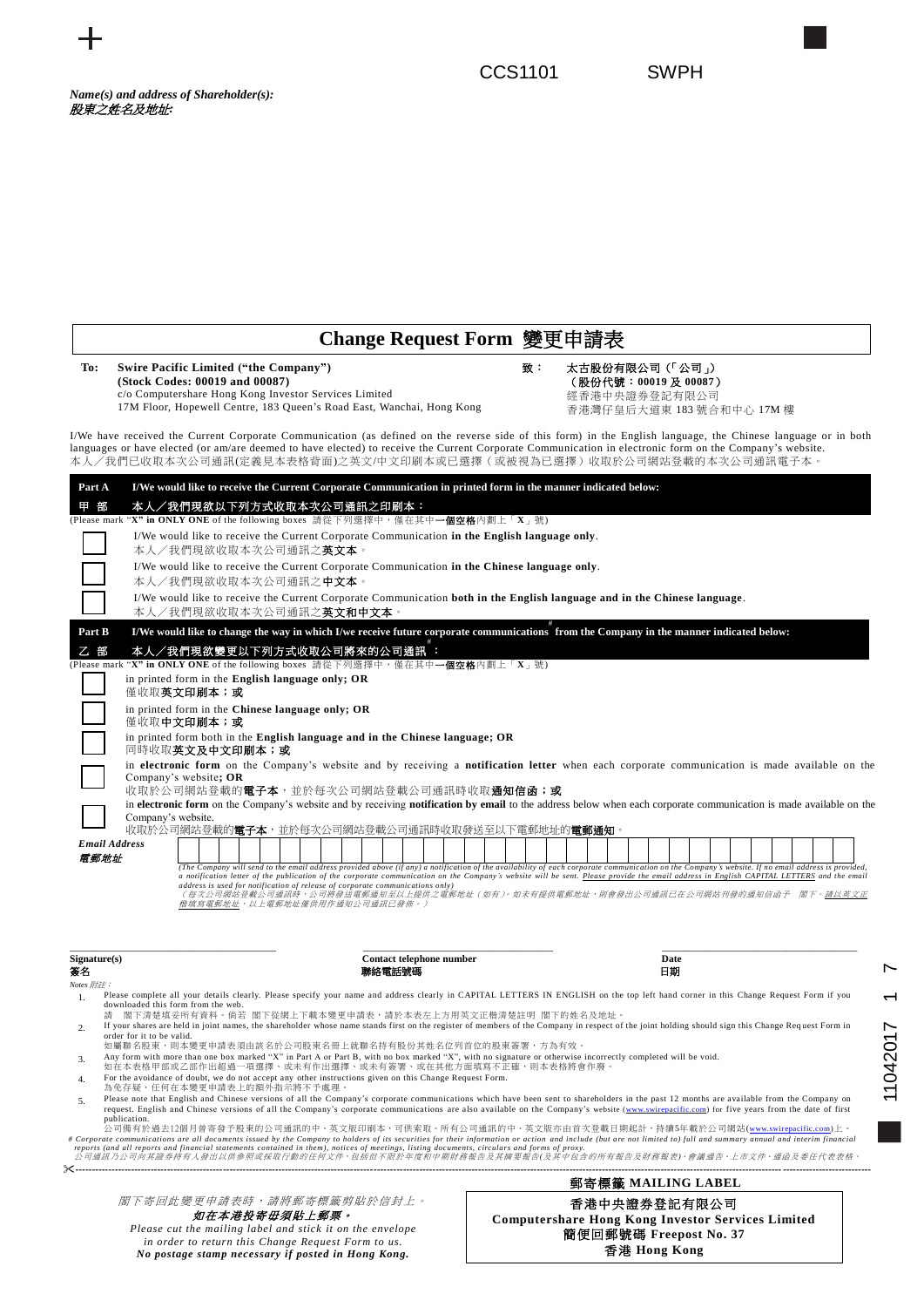CCS1101 SWPH

*Name(s) and address of Shareholder(s):*
***股東之姓名及地址:***

# Change Request Form 變更申請表

**To:** **Swire Pacific Limited ("the Company")**
**(Stock Codes: 00019 and 00087)**
c/o Computershare Hong Kong Investor Services Limited
17M Floor, Hopewell Centre, 183 Queen's Road East, Wanchai, Hong Kong

**致：** 太古股份有限公司（「公司」）
**（股份代號：00019 及 00087）**
經香港中央證券登記有限公司
香港灣仔皇后大道東 183 號合和中心 17M 樓

I/We have received the Current Corporate Communication (as defined on the reverse side of this form) in the English language, the Chinese language or in both languages or have elected (or am/are deemed to have elected) to receive the Current Corporate Communication in electronic form on the Company's website.
本人／我們已收取本次公司通訊(定義見本表格背面)之英文/中文印刷本或已選擇（或被視為已選擇）收取於公司網站登載的本次公司通訊電子本。

**Part A 甲 部** **I/We would like to receive the Current Corporate Communication in printed form in the manner indicated below:**
**本人／我們現欲以下列方式收取本次公司通訊之印刷本：**
(Please mark "**X**" in **ONLY ONE** of the following boxes 請從下列選擇中，僅在其中**一個空格**內劃上「**X**」號)

- ☐ I/We would like to receive the Current Corporate Communication **in the English language only**.
  本人／我們現欲收取本次公司通訊之**英文本**。
- ☐ I/We would like to receive the Current Corporate Communication **in the Chinese language only**.
  本人／我們現欲收取本次公司通訊之**中文本**。
- ☐ I/We would like to receive the Current Corporate Communication **both in the English language and in the Chinese language**.
  本人／我們現欲收取本次公司通訊之**英文和中文本**。

**Part B 乙 部** **I/We would like to change the way in which I/we receive future corporate communications# from the Company in the manner indicated below:**
**本人／我們現欲變更以下列方式收取公司將來的公司通訊#：**
(Please mark "**X**" in **ONLY ONE** of the following boxes 請從下列選擇中，僅在其中**一個空格**內劃上「**X**」號)

- ☐ in printed form in the **English language only; OR**
  僅收取**英文印刷本；或**
- ☐ in printed form in the **Chinese language only; OR**
  僅收取**中文印刷本；或**
- ☐ in printed form both in the **English language and in the Chinese language; OR**
  同時收取**英文及中文印刷本；或**
- ☐ in **electronic form** on the Company's website and by receiving a **notification letter** when each corporate communication is made available on the Company's website**; OR**
  收取於公司網站登載的**電子本**，並於每次公司網站登載公司通訊時收取**通知信函；或**
- ☐ in **electronic form** on the Company's website and by receiving **notification by email** to the address below when each corporate communication is made available on the Company's website.
  收取於公司網站登載的**電子本**，並於每次公司網站登載公司通訊時收取發送至以下電郵地址的**電郵通知**。

***Email Address***
***電郵地址***

*(The Company will send to the email address provided above (if any) a notification of the availability of each corporate communication on the Company's website. If no email address is provided, a notification letter of the publication of the corporate communication on the Company's website will be sent. Please provide the email address in English CAPITAL LETTERS and the email address is used for notification of release of corporate communications only)*
*（每次公司網站登載公司通訊時，公司將發送電郵通知至以上提供之電郵地址（如有）。如未有提供電郵地址，則會發出公司通訊已在公司網站刊發的通知信函予　閣下。請以英文正楷填寫電郵地址，以上電郵地址僅供用作通知公司通訊已發佈。）*

**Signature(s)** **簽名**　　**Contact telephone number** **聯絡電話號碼**　　**Date** **日期**

*Notes 附註：*

1. Please complete all your details clearly. Please specify your name and address clearly in CAPITAL LETTERS IN ENGLISH on the top left hand corner in this Change Request Form if you downloaded this form from the web.
   請　閣下清楚填妥所有資料。倘若　閣下從網上下載本變更申請表，請於本表左上方用英文正楷清楚註明　閣下的姓名及地址。
2. If your shares are held in joint names, the shareholder whose name stands first on the register of members of the Company in respect of the joint holding should sign this Change Request Form in order for it to be valid.
   如屬聯名股東，則本變更申請表須由該名於公司股東名冊上就聯名持有股份其姓名位列首位的股東簽署，方為有效。
3. Any form with more than one box marked "X" in Part A or Part B, with no box marked "X", with no signature or otherwise incorrectly completed will be void.
   如在本表格甲部或乙部作出超過一項選擇、或未有作出選擇、或未有簽署、或在其他方面填寫不正確，則本表格將會作廢。
4. For the avoidance of doubt, we do not accept any other instructions given on this Change Request Form.
   為免存疑，任何在本變更申請表上的額外指示將不予處理。
5. Please note that English and Chinese versions of all the Company's corporate communications which have been sent to shareholders in the past 12 months are available from the Company on request. English and Chinese versions of all the Company's corporate communications are also available on the Company's website (www.swirepacific.com) for five years from the date of first publication.
   公司備有於過去12個月曾寄發予股東的公司通訊的中、英文版印刷本，可供索取。所有公司通訊的中、英文版亦由首次登載日期起計，持續5年載於公司網站(www.swirepacific.com)上。

*# Corporate communications are all documents issued by the Company to holders of its securities for their information or action and include (but are not limited to) full and summary annual and interim financial reports (and all reports and financial statements contained in them), notices of meetings, listing documents, circulars and forms of proxy.*
*公司通訊乃公司向其證券持有人發出以供參照或採取行動的任何文件，包括但不限於年度和中期財務報告及其摘要報告(及其中包含的所有報告及財務報表)、會議通告、上市文件、通函及委任代表表格。*

*閣下寄回此變更申請表時，請將郵寄標籤剪貼於信封上。*
***如在本港投寄毋須貼上郵票。***
*Please cut the mailing label and stick it on the envelope in order to return this Change Request Form to us.*
***No postage stamp necessary if posted in Hong Kong.***

**郵寄標籤 MAILING LABEL**
**香港中央證券登記有限公司**
**Computershare Hong Kong Investor Services Limited**
**簡便回郵號碼 Freepost No. 37**
**香港 Hong Kong**

11042017 1 7